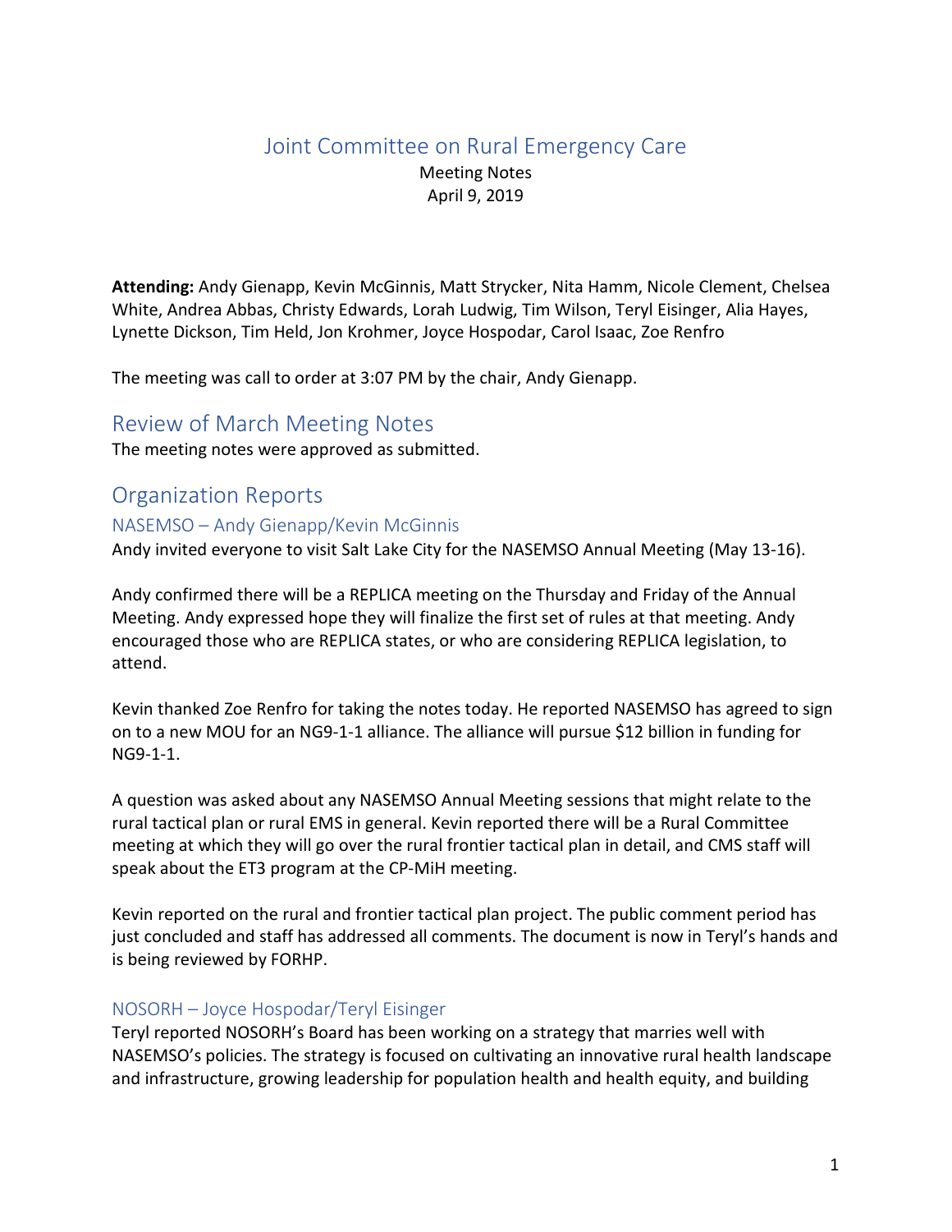# Joint Committee on Rural Emergency Care

Meeting Notes
April 9, 2019

**Attending:** Andy Gienapp, Kevin McGinnis, Matt Strycker, Nita Hamm, Nicole Clement, Chelsea White, Andrea Abbas, Christy Edwards, Lorah Ludwig, Tim Wilson, Teryl Eisinger, Alia Hayes, Lynette Dickson, Tim Held, Jon Krohmer, Joyce Hospodar, Carol Isaac, Zoe Renfro

The meeting was call to order at 3:07 PM by the chair, Andy Gienapp.

## Review of March Meeting Notes

The meeting notes were approved as submitted.

## Organization Reports

### NASEMSO – Andy Gienapp/Kevin McGinnis

Andy invited everyone to visit Salt Lake City for the NASEMSO Annual Meeting (May 13-16).

Andy confirmed there will be a REPLICA meeting on the Thursday and Friday of the Annual Meeting. Andy expressed hope they will finalize the first set of rules at that meeting. Andy encouraged those who are REPLICA states, or who are considering REPLICA legislation, to attend.

Kevin thanked Zoe Renfro for taking the notes today. He reported NASEMSO has agreed to sign on to a new MOU for an NG9-1-1 alliance. The alliance will pursue $12 billion in funding for NG9-1-1.

A question was asked about any NASEMSO Annual Meeting sessions that might relate to the rural tactical plan or rural EMS in general. Kevin reported there will be a Rural Committee meeting at which they will go over the rural frontier tactical plan in detail, and CMS staff will speak about the ET3 program at the CP-MiH meeting.

Kevin reported on the rural and frontier tactical plan project. The public comment period has just concluded and staff has addressed all comments. The document is now in Teryl's hands and is being reviewed by FORHP.

### NOSORH – Joyce Hospodar/Teryl Eisinger

Teryl reported NOSORH's Board has been working on a strategy that marries well with NASEMSO's policies. The strategy is focused on cultivating an innovative rural health landscape and infrastructure, growing leadership for population health and health equity, and building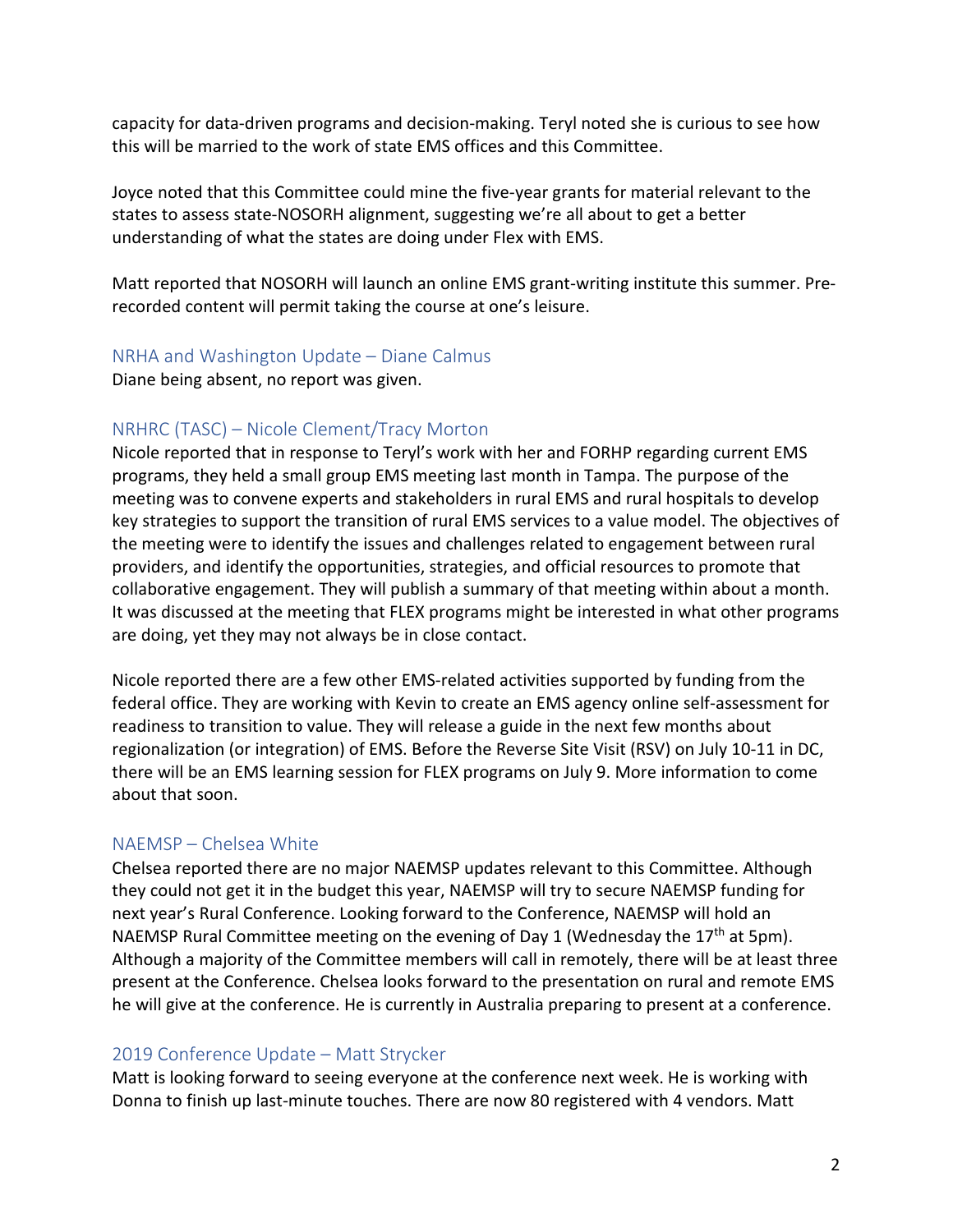capacity for data-driven programs and decision-making. Teryl noted she is curious to see how this will be married to the work of state EMS offices and this Committee.

Joyce noted that this Committee could mine the five-year grants for material relevant to the states to assess state-NOSORH alignment, suggesting we're all about to get a better understanding of what the states are doing under Flex with EMS.

Matt reported that NOSORH will launch an online EMS grant-writing institute this summer. Pre-recorded content will permit taking the course at one's leisure.

### NRHA and Washington Update – Diane Calmus

Diane being absent, no report was given.

### NRHRC (TASC) – Nicole Clement/Tracy Morton

Nicole reported that in response to Teryl's work with her and FORHP regarding current EMS programs, they held a small group EMS meeting last month in Tampa. The purpose of the meeting was to convene experts and stakeholders in rural EMS and rural hospitals to develop key strategies to support the transition of rural EMS services to a value model. The objectives of the meeting were to identify the issues and challenges related to engagement between rural providers, and identify the opportunities, strategies, and official resources to promote that collaborative engagement. They will publish a summary of that meeting within about a month. It was discussed at the meeting that FLEX programs might be interested in what other programs are doing, yet they may not always be in close contact.

Nicole reported there are a few other EMS-related activities supported by funding from the federal office. They are working with Kevin to create an EMS agency online self-assessment for readiness to transition to value. They will release a guide in the next few months about regionalization (or integration) of EMS. Before the Reverse Site Visit (RSV) on July 10-11 in DC, there will be an EMS learning session for FLEX programs on July 9. More information to come about that soon.

### NAEMSP – Chelsea White

Chelsea reported there are no major NAEMSP updates relevant to this Committee. Although they could not get it in the budget this year, NAEMSP will try to secure NAEMSP funding for next year's Rural Conference. Looking forward to the Conference, NAEMSP will hold an NAEMSP Rural Committee meeting on the evening of Day 1 (Wednesday the 17th at 5pm). Although a majority of the Committee members will call in remotely, there will be at least three present at the Conference. Chelsea looks forward to the presentation on rural and remote EMS he will give at the conference. He is currently in Australia preparing to present at a conference.

### 2019 Conference Update – Matt Strycker

Matt is looking forward to seeing everyone at the conference next week. He is working with Donna to finish up last-minute touches. There are now 80 registered with 4 vendors. Matt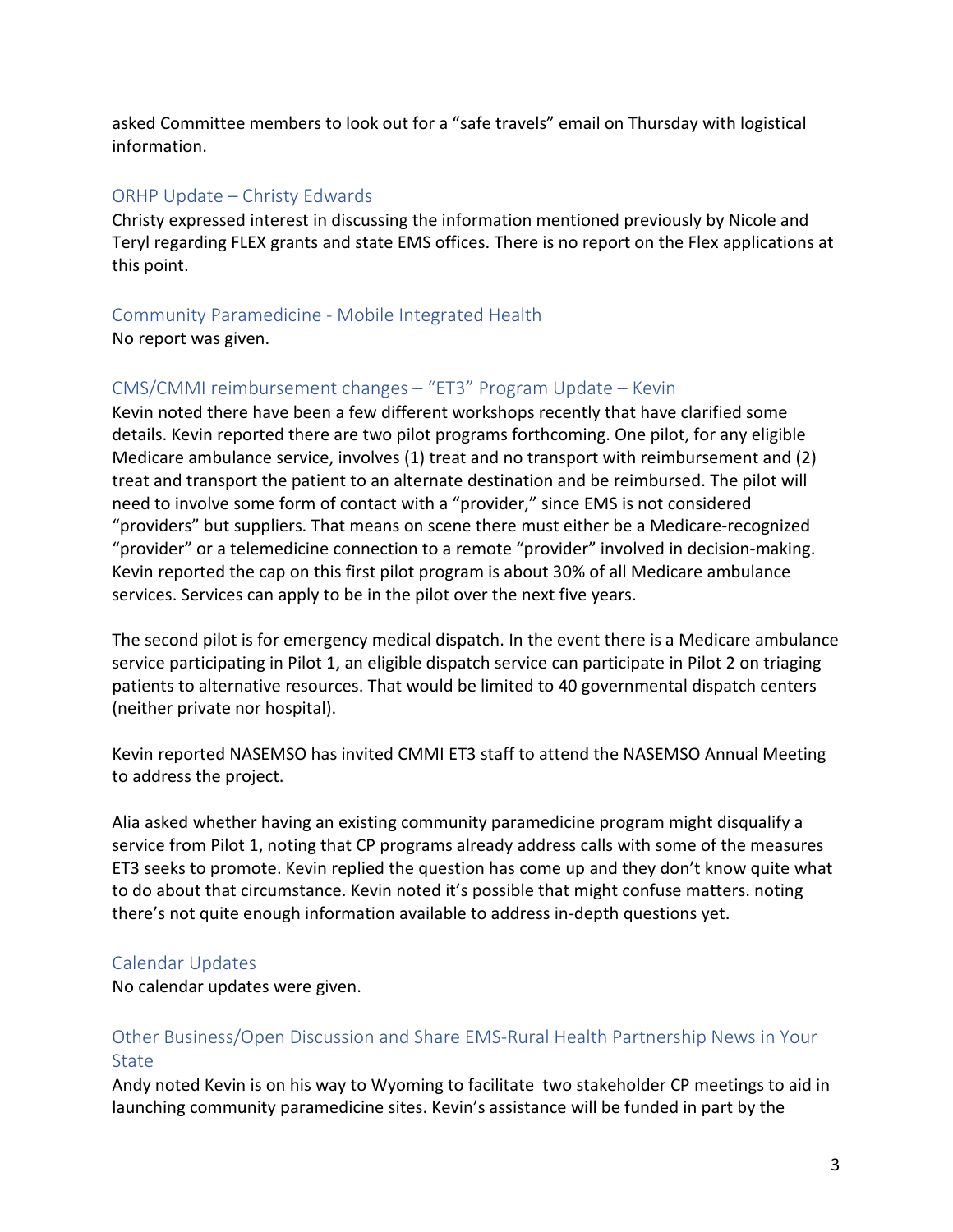asked Committee members to look out for a "safe travels" email on Thursday with logistical information.

## ORHP Update – Christy Edwards

Christy expressed interest in discussing the information mentioned previously by Nicole and Teryl regarding FLEX grants and state EMS offices. There is no report on the Flex applications at this point.

## Community Paramedicine - Mobile Integrated Health

No report was given.

## CMS/CMMI reimbursement changes – "ET3" Program Update – Kevin

Kevin noted there have been a few different workshops recently that have clarified some details. Kevin reported there are two pilot programs forthcoming. One pilot, for any eligible Medicare ambulance service, involves (1) treat and no transport with reimbursement and (2) treat and transport the patient to an alternate destination and be reimbursed. The pilot will need to involve some form of contact with a "provider," since EMS is not considered "providers" but suppliers. That means on scene there must either be a Medicare-recognized "provider" or a telemedicine connection to a remote "provider" involved in decision-making. Kevin reported the cap on this first pilot program is about 30% of all Medicare ambulance services. Services can apply to be in the pilot over the next five years.

The second pilot is for emergency medical dispatch. In the event there is a Medicare ambulance service participating in Pilot 1, an eligible dispatch service can participate in Pilot 2 on triaging patients to alternative resources. That would be limited to 40 governmental dispatch centers (neither private nor hospital).

Kevin reported NASEMSO has invited CMMI ET3 staff to attend the NASEMSO Annual Meeting to address the project.

Alia asked whether having an existing community paramedicine program might disqualify a service from Pilot 1, noting that CP programs already address calls with some of the measures ET3 seeks to promote. Kevin replied the question has come up and they don't know quite what to do about that circumstance. Kevin noted it's possible that might confuse matters. noting there's not quite enough information available to address in-depth questions yet.

## Calendar Updates

No calendar updates were given.

## Other Business/Open Discussion and Share EMS-Rural Health Partnership News in Your State

Andy noted Kevin is on his way to Wyoming to facilitate two stakeholder CP meetings to aid in launching community paramedicine sites. Kevin's assistance will be funded in part by the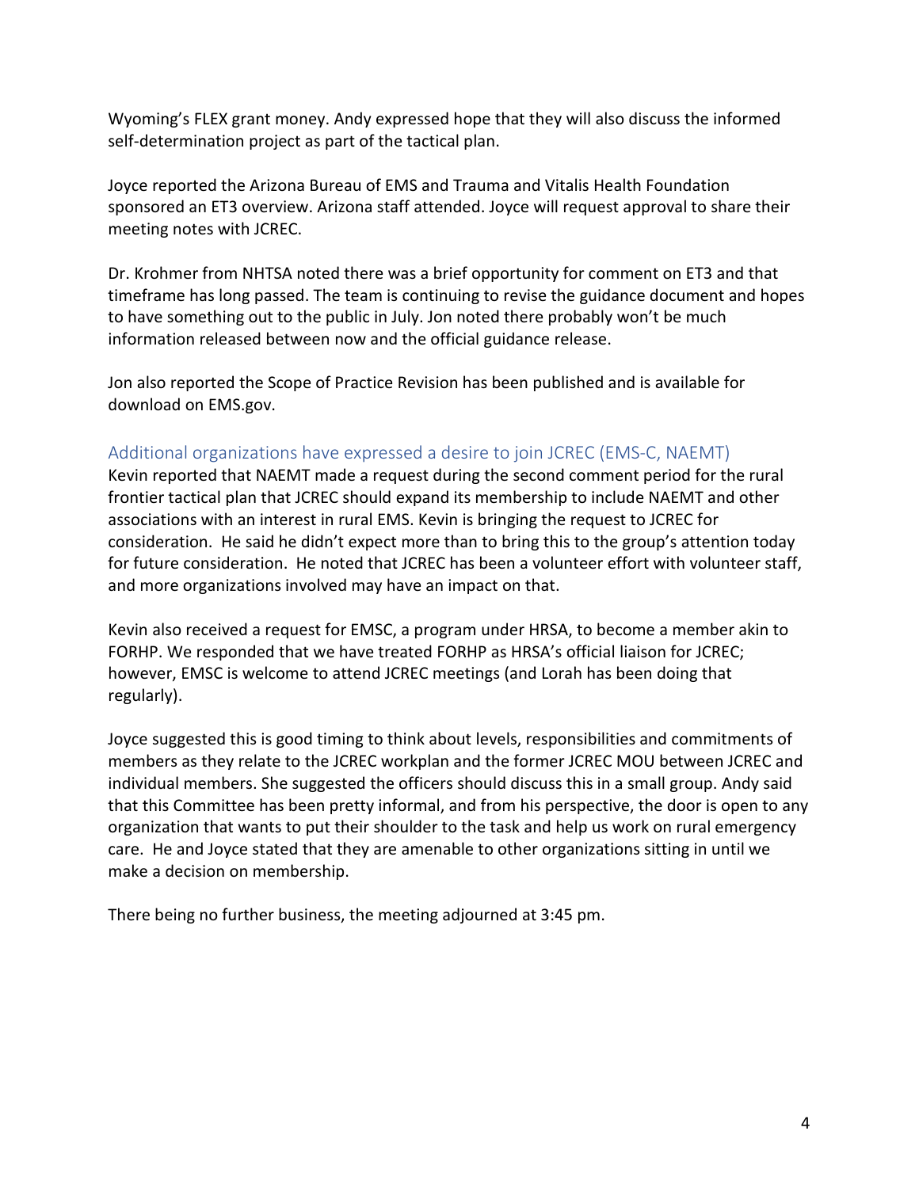Wyoming's FLEX grant money. Andy expressed hope that they will also discuss the informed self-determination project as part of the tactical plan.

Joyce reported the Arizona Bureau of EMS and Trauma and Vitalis Health Foundation sponsored an ET3 overview. Arizona staff attended. Joyce will request approval to share their meeting notes with JCREC.

Dr. Krohmer from NHTSA noted there was a brief opportunity for comment on ET3 and that timeframe has long passed. The team is continuing to revise the guidance document and hopes to have something out to the public in July. Jon noted there probably won't be much information released between now and the official guidance release.

Jon also reported the Scope of Practice Revision has been published and is available for download on EMS.gov.

## Additional organizations have expressed a desire to join JCREC (EMS-C, NAEMT)

Kevin reported that NAEMT made a request during the second comment period for the rural frontier tactical plan that JCREC should expand its membership to include NAEMT and other associations with an interest in rural EMS. Kevin is bringing the request to JCREC for consideration. He said he didn't expect more than to bring this to the group's attention today for future consideration. He noted that JCREC has been a volunteer effort with volunteer staff, and more organizations involved may have an impact on that.

Kevin also received a request for EMSC, a program under HRSA, to become a member akin to FORHP. We responded that we have treated FORHP as HRSA's official liaison for JCREC; however, EMSC is welcome to attend JCREC meetings (and Lorah has been doing that regularly).

Joyce suggested this is good timing to think about levels, responsibilities and commitments of members as they relate to the JCREC workplan and the former JCREC MOU between JCREC and individual members. She suggested the officers should discuss this in a small group. Andy said that this Committee has been pretty informal, and from his perspective, the door is open to any organization that wants to put their shoulder to the task and help us work on rural emergency care. He and Joyce stated that they are amenable to other organizations sitting in until we make a decision on membership.

There being no further business, the meeting adjourned at 3:45 pm.